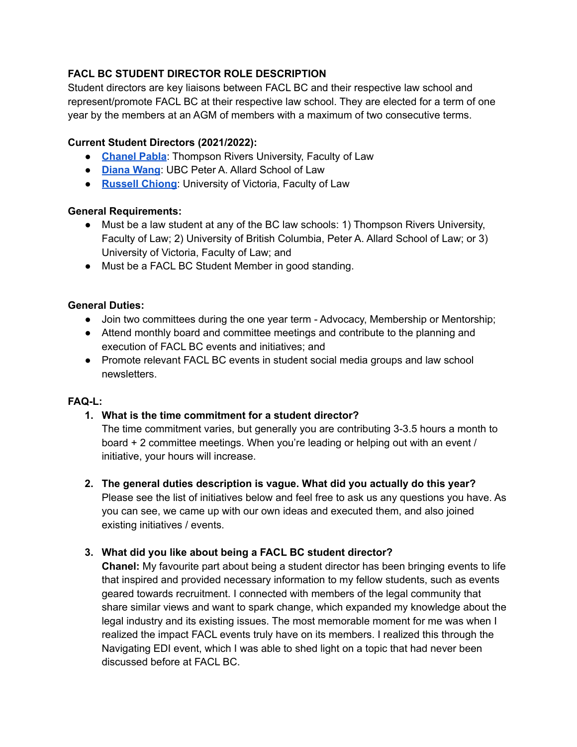## FACL BC STUDENT DIRECTOR ROLE DESCRIPTION

Student directors are key liaisons between FACL BC and their respective law school and represent/promote FACL BC at their respective law school. They are elected for a term of one year by the members at an AGM of members with a maximum of two consecutive terms.

### Current Student Directors (2021/2022):

- **Chanel Pabla**: Thompson Rivers University, Faculty of Law
- **Diana Wang**: UBC Peter A. Allard School of Law
- **Russell Chiong**: University of Victoria, Faculty of Law

### General Requirements:

- Must be a law student at any of the BC law schools: 1) Thompson Rivers University, Faculty of Law; 2) University of British Columbia, Peter A. Allard School of Law; or 3) University of Victoria, Faculty of Law; and
- Must be a FACL BC Student Member in good standing.

### General Duties:

- Join two committees during the one year term - Advocacy, Membership or Mentorship;
- Attend monthly board and committee meetings and contribute to the planning and execution of FACL BC events and initiatives; and
- Promote relevant FACL BC events in student social media groups and law school newsletters.

### FAQ-L:

1. **What is the time commitment for a student director?**
   The time commitment varies, but generally you are contributing 3-3.5 hours a month to board + 2 committee meetings. When you're leading or helping out with an event / initiative, your hours will increase.

2. **The general duties description is vague. What did you actually do this year?**
   Please see the list of initiatives below and feel free to ask us any questions you have. As you can see, we came up with our own ideas and executed them, and also joined existing initiatives / events.

3. **What did you like about being a FACL BC student director?**
   **Chanel:** My favourite part about being a student director has been bringing events to life that inspired and provided necessary information to my fellow students, such as events geared towards recruitment. I connected with members of the legal community that share similar views and want to spark change, which expanded my knowledge about the legal industry and its existing issues. The most memorable moment for me was when I realized the impact FACL events truly have on its members. I realized this through the Navigating EDI event, which I was able to shed light on a topic that had never been discussed before at FACL BC.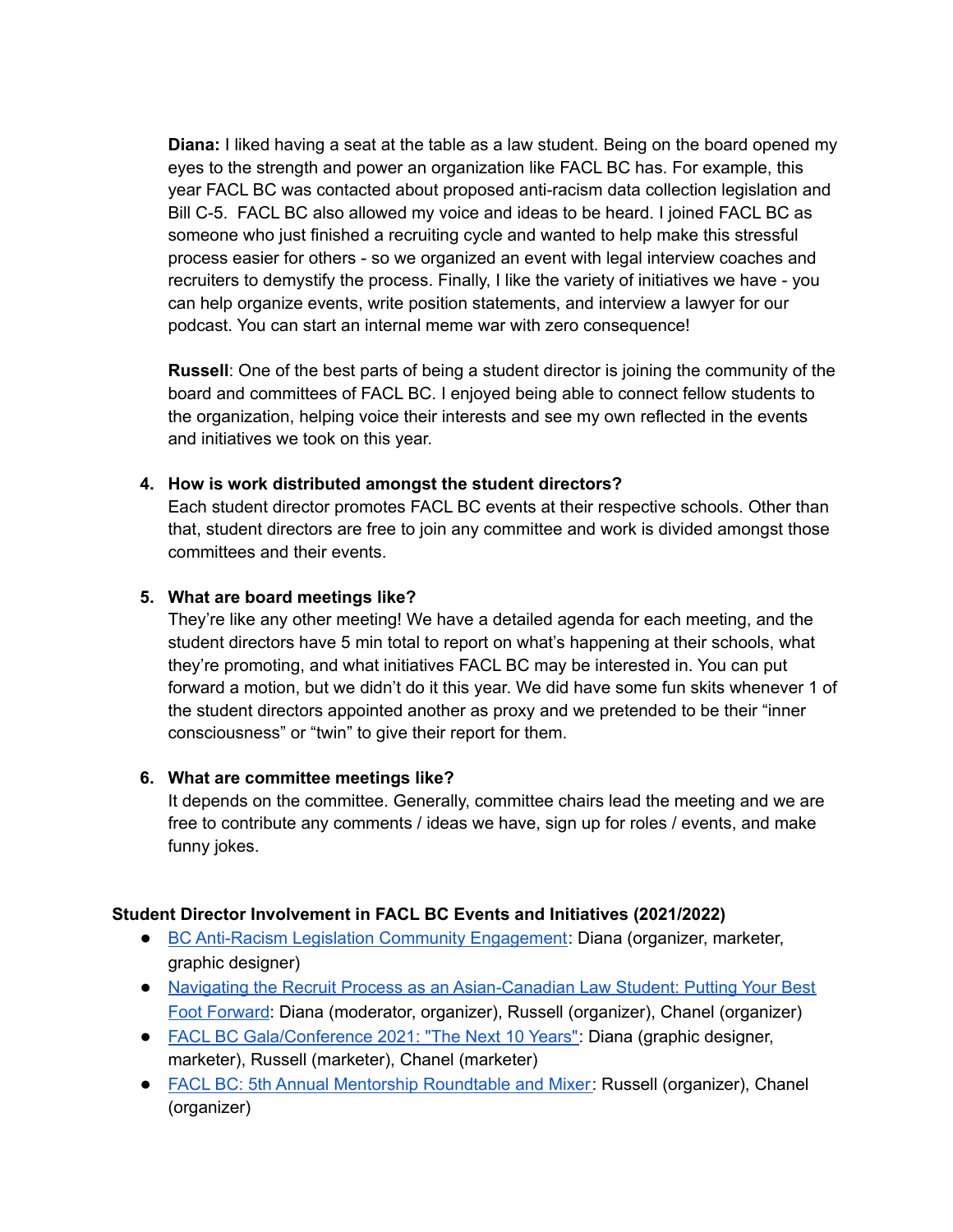**Diana:** I liked having a seat at the table as a law student. Being on the board opened my eyes to the strength and power an organization like FACL BC has. For example, this year FACL BC was contacted about proposed anti-racism data collection legislation and Bill C-5. FACL BC also allowed my voice and ideas to be heard. I joined FACL BC as someone who just finished a recruiting cycle and wanted to help make this stressful process easier for others - so we organized an event with legal interview coaches and recruiters to demystify the process. Finally, I like the variety of initiatives we have - you can help organize events, write position statements, and interview a lawyer for our podcast. You can start an internal meme war with zero consequence!

**Russell**: One of the best parts of being a student director is joining the community of the board and committees of FACL BC. I enjoyed being able to connect fellow students to the organization, helping voice their interests and see my own reflected in the events and initiatives we took on this year.

4. **How is work distributed amongst the student directors?**
   Each student director promotes FACL BC events at their respective schools. Other than that, student directors are free to join any committee and work is divided amongst those committees and their events.

5. **What are board meetings like?**
   They're like any other meeting! We have a detailed agenda for each meeting, and the student directors have 5 min total to report on what's happening at their schools, what they're promoting, and what initiatives FACL BC may be interested in. You can put forward a motion, but we didn't do it this year. We did have some fun skits whenever 1 of the student directors appointed another as proxy and we pretended to be their "inner consciousness" or "twin" to give their report for them.

6. **What are committee meetings like?**
   It depends on the committee. Generally, committee chairs lead the meeting and we are free to contribute any comments / ideas we have, sign up for roles / events, and make funny jokes.

**Student Director Involvement in FACL BC Events and Initiatives (2021/2022)**

- BC Anti-Racism Legislation Community Engagement: Diana (organizer, marketer, graphic designer)
- Navigating the Recruit Process as an Asian-Canadian Law Student: Putting Your Best Foot Forward: Diana (moderator, organizer), Russell (organizer), Chanel (organizer)
- FACL BC Gala/Conference 2021: "The Next 10 Years": Diana (graphic designer, marketer), Russell (marketer), Chanel (marketer)
- FACL BC: 5th Annual Mentorship Roundtable and Mixer: Russell (organizer), Chanel (organizer)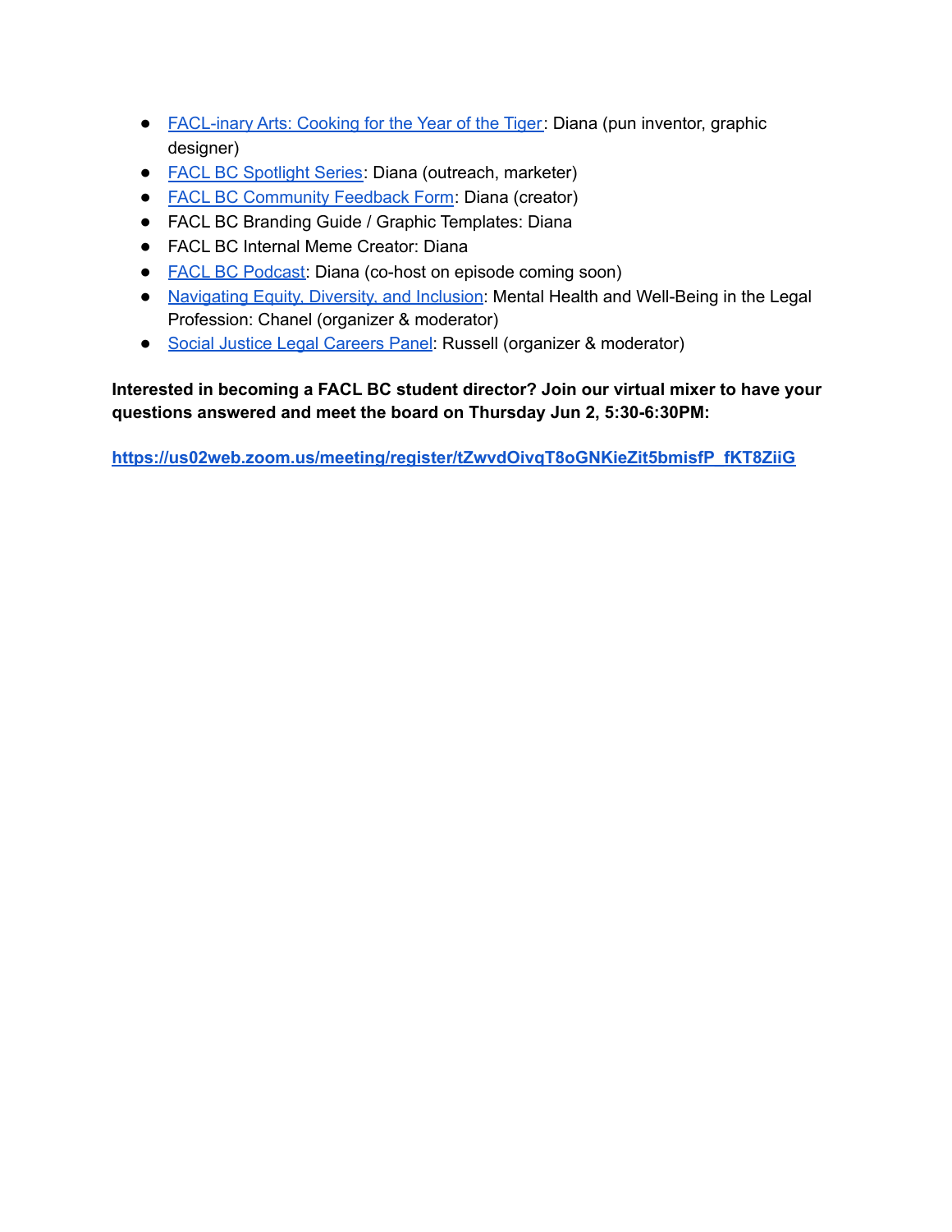- FACL-inary Arts: Cooking for the Year of the Tiger: Diana (pun inventor, graphic designer)
- FACL BC Spotlight Series: Diana (outreach, marketer)
- FACL BC Community Feedback Form: Diana (creator)
- FACL BC Branding Guide / Graphic Templates: Diana
- FACL BC Internal Meme Creator: Diana
- FACL BC Podcast: Diana (co-host on episode coming soon)
- Navigating Equity, Diversity, and Inclusion: Mental Health and Well-Being in the Legal Profession: Chanel (organizer & moderator)
- Social Justice Legal Careers Panel: Russell (organizer & moderator)

**Interested in becoming a FACL BC student director? Join our virtual mixer to have your questions answered and meet the board on Thursday Jun 2, 5:30-6:30PM:**

**https://us02web.zoom.us/meeting/register/tZwvdOivqT8oGNKieZit5bmisfP_fKT8ZiiG**